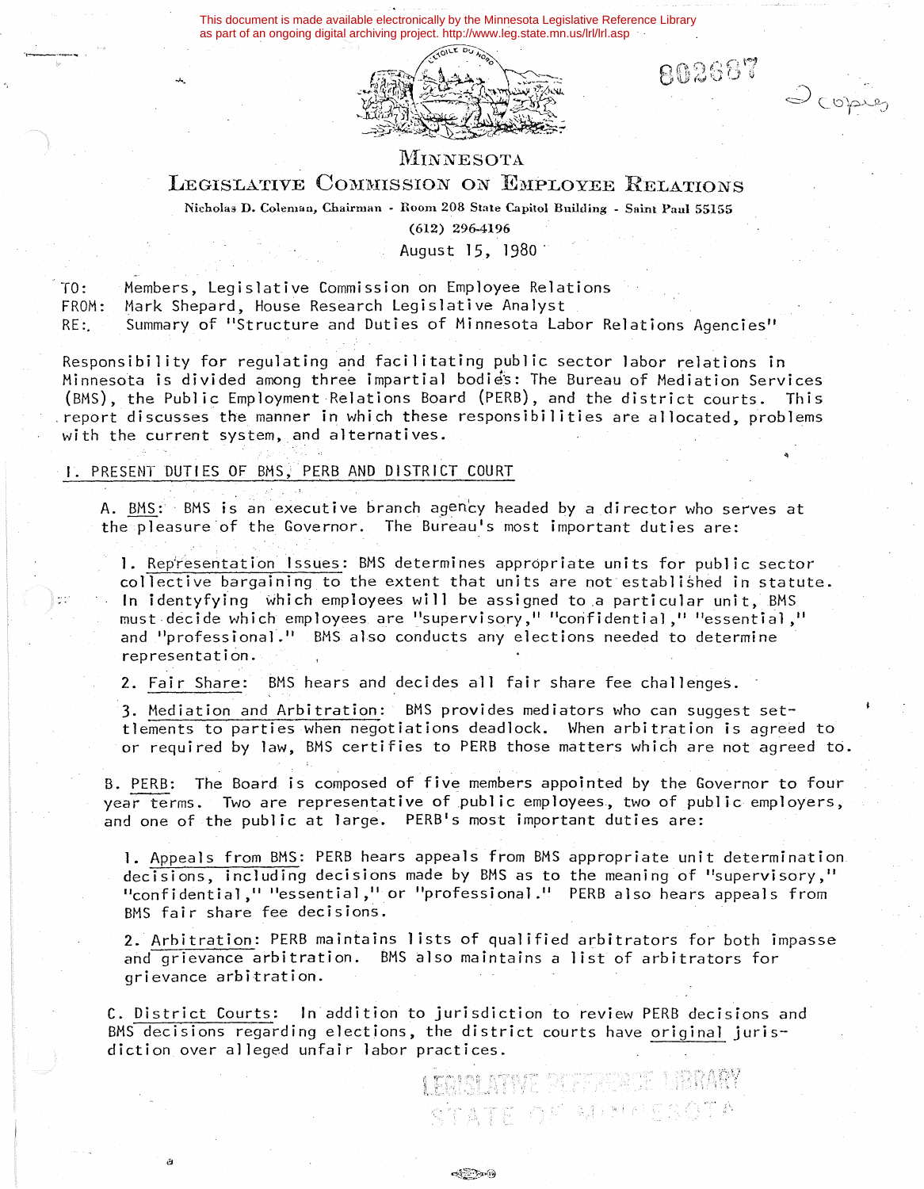This document is made available electronically by the Minnesota Legislative Reference Library as part of an ongoing digital archiving project. http://www.leg.state.mn.us/lrl/lrl.asp

802687

2 copies

# MINNESOTA
## LEGISLATIVE COMMISSION ON EMPLOYEE RELATIONS

Nicholas D. Coleman, Chairman - Room 208 State Capitol Building - Saint Paul 55155

(612) 296-4196

August 15, 1980

TO: Members, Legislative Commission on Employee Relations
FROM: Mark Shepard, House Research Legislative Analyst
RE: Summary of "Structure and Duties of Minnesota Labor Relations Agencies"

Responsibility for regulating and facilitating public sector labor relations in Minnesota is divided among three impartial bodies: The Bureau of Mediation Services (BMS), the Public Employment Relations Board (PERB), and the district courts. This report discusses the manner in which these responsibilities are allocated, problems with the current system, and alternatives.

### I. PRESENT DUTIES OF BMS, PERB AND DISTRICT COURT

A. BMS: BMS is an executive branch agency headed by a director who serves at the pleasure of the Governor. The Bureau's most important duties are:

1. Representation Issues: BMS determines appropriate units for public sector collective bargaining to the extent that units are not established in statute. In identyfying which employees will be assigned to a particular unit, BMS must decide which employees are "supervisory," "confidential," "essential," and "professional." BMS also conducts any elections needed to determine representation.

2. Fair Share: BMS hears and decides all fair share fee challenges.

3. Mediation and Arbitration: BMS provides mediators who can suggest settlements to parties when negotiations deadlock. When arbitration is agreed to or required by law, BMS certifies to PERB those matters which are not agreed to.

B. PERB: The Board is composed of five members appointed by the Governor to four year terms. Two are representative of public employees, two of public employers, and one of the public at large. PERB's most important duties are:

1. Appeals from BMS: PERB hears appeals from BMS appropriate unit determination decisions, including decisions made by BMS as to the meaning of "supervisory," "confidential," "essential," or "professional." PERB also hears appeals from BMS fair share fee decisions.

2. Arbitration: PERB maintains lists of qualified arbitrators for both impasse and grievance arbitration. BMS also maintains a list of arbitrators for grievance arbitration.

C. District Courts: In addition to jurisdiction to review PERB decisions and BMS decisions regarding elections, the district courts have original jurisdiction over alleged unfair labor practices.

LEGISLATIVE REFERENCE LIBRARY
STATE OF MINNESOTA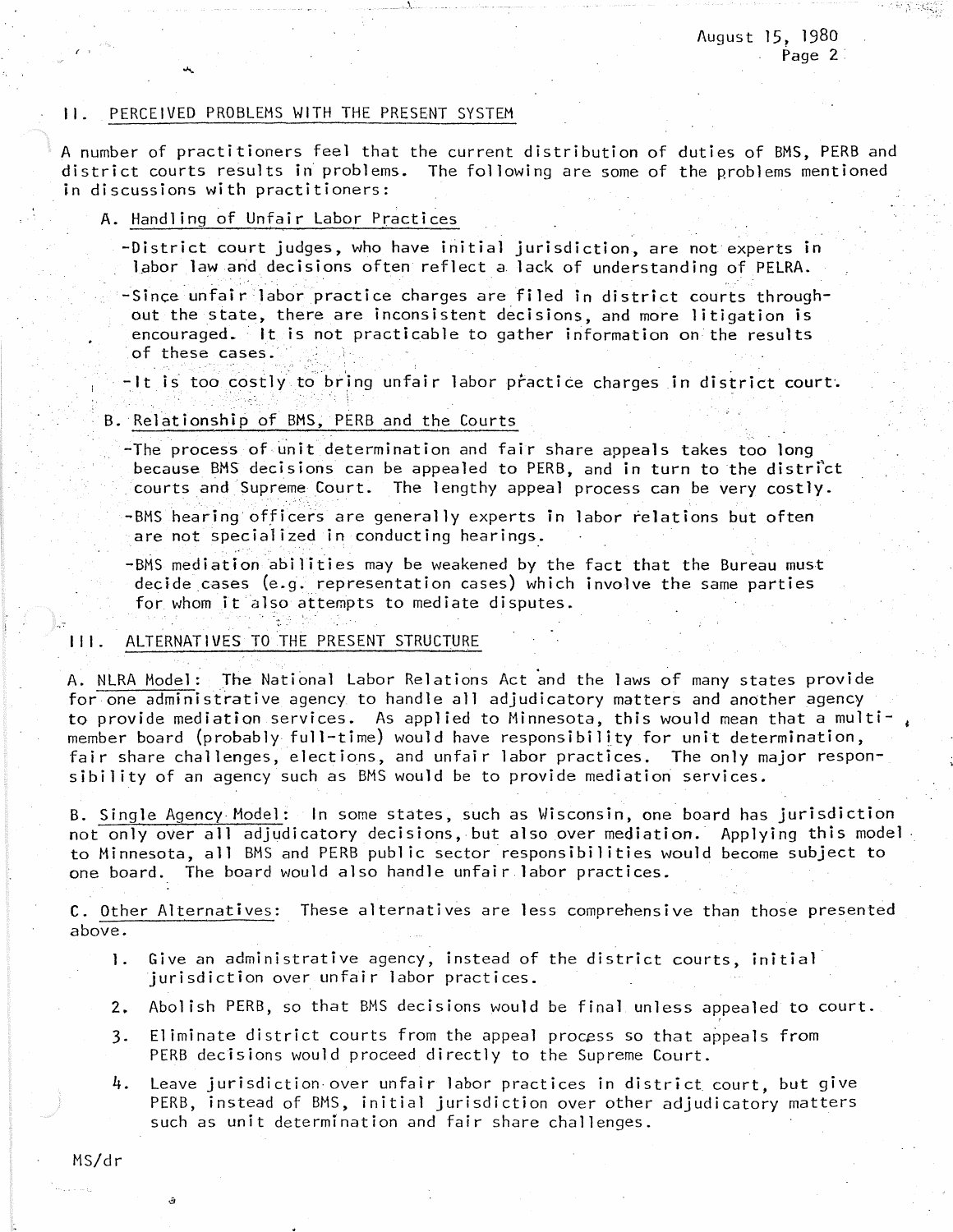## II. PERCEIVED PROBLEMS WITH THE PRESENT SYSTEM

A number of practitioners feel that the current distribution of duties of BMS, PERB and district courts results in problems. The following are some of the problems mentioned in discussions with practitioners:

A. Handling of Unfair Labor Practices

- District court judges, who have initial jurisdiction, are not experts in labor law and decisions often reflect a lack of understanding of PELRA.
- Since unfair labor practice charges are filed in district courts throughout the state, there are inconsistent decisions, and more litigation is encouraged. It is not practicable to gather information on the results of these cases.
- It is too costly to bring unfair labor practice charges in district court.

B. Relationship of BMS, PERB and the Courts

- The process of unit determination and fair share appeals takes too long because BMS decisions can be appealed to PERB, and in turn to the district courts and Supreme Court. The lengthy appeal process can be very costly.
- BMS hearing officers are generally experts in labor relations but often are not specialized in conducting hearings.
- BMS mediation abilities may be weakened by the fact that the Bureau must decide cases (e.g. representation cases) which involve the same parties for whom it also attempts to mediate disputes.

## III. ALTERNATIVES TO THE PRESENT STRUCTURE

A. NLRA Model: The National Labor Relations Act and the laws of many states provide for one administrative agency to handle all adjudicatory matters and another agency to provide mediation services. As applied to Minnesota, this would mean that a multi-member board (probably full-time) would have responsibility for unit determination, fair share challenges, elections, and unfair labor practices. The only major responsibility of an agency such as BMS would be to provide mediation services.

B. Single Agency Model: In some states, such as Wisconsin, one board has jurisdiction not only over all adjudicatory decisions, but also over mediation. Applying this model to Minnesota, all BMS and PERB public sector responsibilities would become subject to one board. The board would also handle unfair labor practices.

C. Other Alternatives: These alternatives are less comprehensive than those presented above.

1. Give an administrative agency, instead of the district courts, initial jurisdiction over unfair labor practices.
2. Abolish PERB, so that BMS decisions would be final unless appealed to court.
3. Eliminate district courts from the appeal process so that appeals from PERB decisions would proceed directly to the Supreme Court.
4. Leave jurisdiction over unfair labor practices in district court, but give PERB, instead of BMS, initial jurisdiction over other adjudicatory matters such as unit determination and fair share challenges.

MS/dr